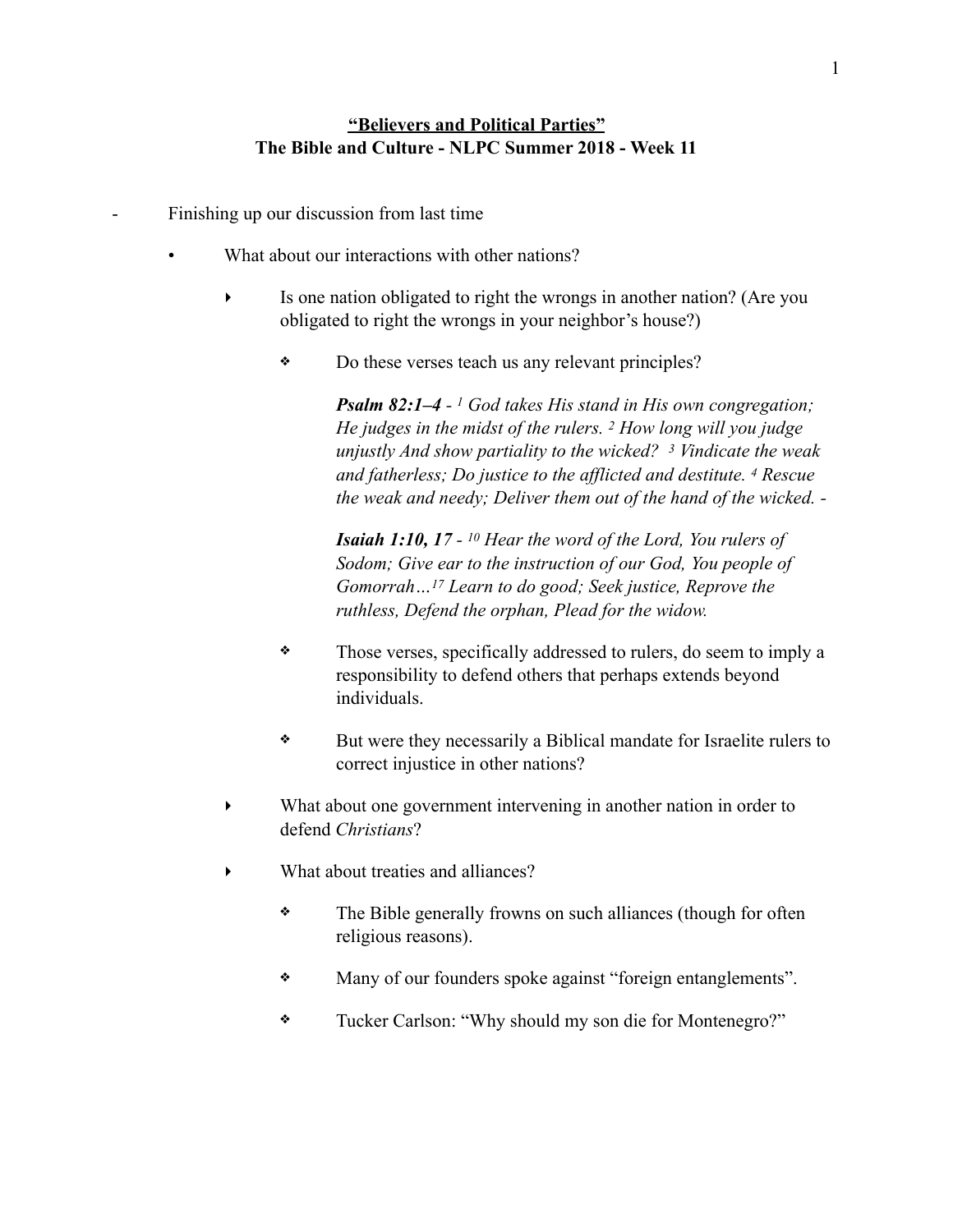**"Believers and Political Parties"**
**The Bible and Culture - NLPC Summer 2018 - Week 11**

- Finishing up our discussion from last time
  - What about our interactions with other nations?
    - Is one nation obligated to right the wrongs in another nation? (Are you obligated to right the wrongs in your neighbor's house?)
      - Do these verses teach us any relevant principles?

        ***Psalm 82:1–4*** - *[1] God takes His stand in His own congregation; He judges in the midst of the rulers. [2] How long will you judge unjustly And show partiality to the wicked? [3] Vindicate the weak and fatherless; Do justice to the afflicted and destitute. [4] Rescue the weak and needy; Deliver them out of the hand of the wicked.* -

        ***Isaiah 1:10, 17*** - *[10] Hear the word of the Lord, You rulers of Sodom; Give ear to the instruction of our God, You people of Gomorrah…[17] Learn to do good; Seek justice, Reprove the ruthless, Defend the orphan, Plead for the widow.*

      - Those verses, specifically addressed to rulers, do seem to imply a responsibility to defend others that perhaps extends beyond individuals.
      - But were they necessarily a Biblical mandate for Israelite rulers to correct injustice in other nations?
    - What about one government intervening in another nation in order to defend *Christians*?
    - What about treaties and alliances?
      - The Bible generally frowns on such alliances (though for often religious reasons).
      - Many of our founders spoke against "foreign entanglements".
      - Tucker Carlson: "Why should my son die for Montenegro?"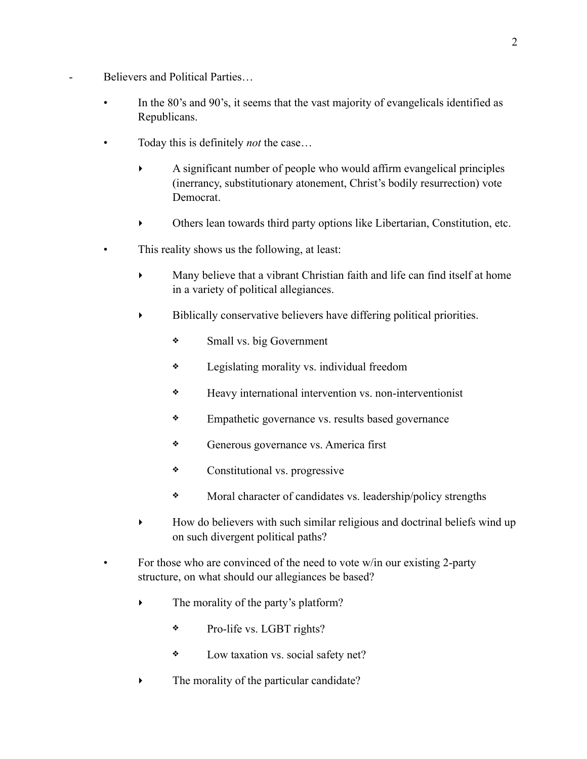- Believers and Political Parties…

  - In the 80's and 90's, it seems that the vast majority of evangelicals identified as Republicans.

  - Today this is definitely *not* the case…

    - A significant number of people who would affirm evangelical principles (inerrancy, substitutionary atonement, Christ's bodily resurrection) vote Democrat.

    - Others lean towards third party options like Libertarian, Constitution, etc.

  - This reality shows us the following, at least:

    - Many believe that a vibrant Christian faith and life can find itself at home in a variety of political allegiances.

    - Biblically conservative believers have differing political priorities.

      - Small vs. big Government

      - Legislating morality vs. individual freedom

      - Heavy international intervention vs. non-interventionist

      - Empathetic governance vs. results based governance

      - Generous governance vs. America first

      - Constitutional vs. progressive

      - Moral character of candidates vs. leadership/policy strengths

    - How do believers with such similar religious and doctrinal beliefs wind up on such divergent political paths?

  - For those who are convinced of the need to vote w/in our existing 2-party structure, on what should our allegiances be based?

    - The morality of the party's platform?

      - Pro-life vs. LGBT rights?

      - Low taxation vs. social safety net?

    - The morality of the particular candidate?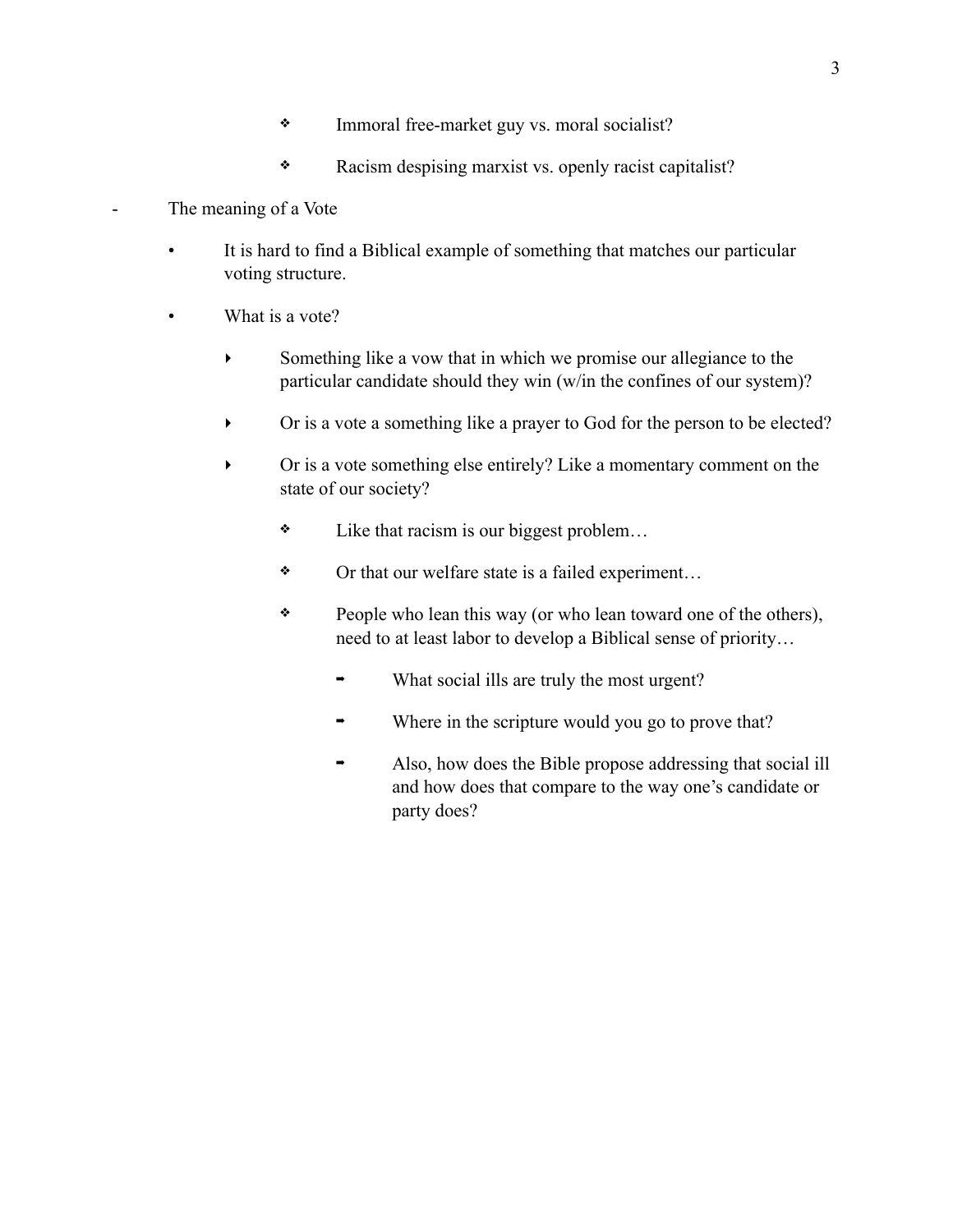- Immoral free-market guy vs. moral socialist?
        - Racism despising marxist vs. openly racist capitalist?

- The meaning of a Vote
    - It is hard to find a Biblical example of something that matches our particular voting structure.
    - What is a vote?
        - Something like a vow that in which we promise our allegiance to the particular candidate should they win (w/in the confines of our system)?
        - Or is a vote a something like a prayer to God for the person to be elected?
        - Or is a vote something else entirely? Like a momentary comment on the state of our society?
            - Like that racism is our biggest problem…
            - Or that our welfare state is a failed experiment…
            - People who lean this way (or who lean toward one of the others), need to at least labor to develop a Biblical sense of priority…
                - What social ills are truly the most urgent?
                - Where in the scripture would you go to prove that?
                - Also, how does the Bible propose addressing that social ill and how does that compare to the way one's candidate or party does?